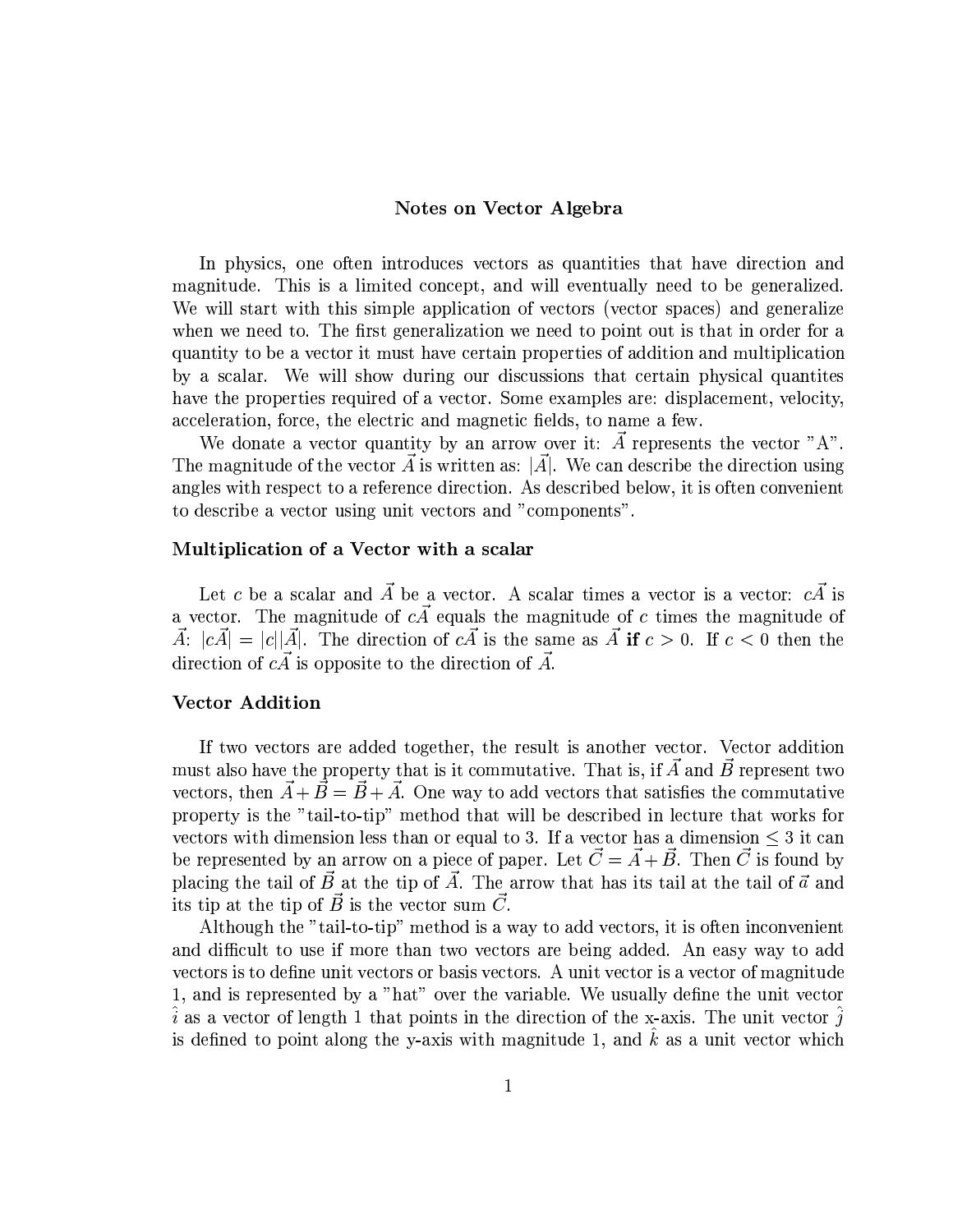# Notes on Vector Algebra

In physics, one often introduces vectors as quantities that have direction and magnitude. This is a limited concept, and will eventually need to be generalized. We will start with this simple application of vectors (vector spaces) and generalize when we need to. The first generalization we need to point out is that in order for a quantity to be a vector it must have certain properties of addition and multiplication by a scalar. We will show during our discussions that certain physical quantites have the properties required of a vector. Some examples are: displacement, velocity, acceleration, force, the electric and magnetic fields, to name a few.

We donate a vector quantity by an arrow over it: $\vec{A}$ represents the vector "A". The magnitude of the vector $\vec{A}$ is written as: $|\vec{A}|$. We can describe the direction using angles with respect to a reference direction. As described below, it is often convenient to describe a vector using unit vectors and "components".

### Multiplication of a Vector with a scalar

Let $c$ be a scalar and $\vec{A}$ be a vector. A scalar times a vector is a vector: $c\vec{A}$ is a vector. The magnitude of $c\vec{A}$ equals the magnitude of $c$ times the magnitude of $\vec{A}$: $|c\vec{A}| = |c||\vec{A}|$. The direction of $c\vec{A}$ is the same as $\vec{A}$ **if** $c > 0$. If $c < 0$ then the direction of $c\vec{A}$ is opposite to the direction of $\vec{A}$.

### Vector Addition

If two vectors are added together, the result is another vector. Vector addition must also have the property that is it commutative. That is, if $\vec{A}$ and $\vec{B}$ represent two vectors, then $\vec{A} + \vec{B} = \vec{B} + \vec{A}$. One way to add vectors that satisfies the commutative property is the "tail-to-tip" method that will be described in lecture that works for vectors with dimension less than or equal to 3. If a vector has a dimension $\leq 3$ it can be represented by an arrow on a piece of paper. Let $\vec{C} = \vec{A} + \vec{B}$. Then $\vec{C}$ is found by placing the tail of $\vec{B}$ at the tip of $\vec{A}$. The arrow that has its tail at the tail of $\vec{a}$ and its tip at the tip of $\vec{B}$ is the vector sum $\vec{C}$.

Although the "tail-to-tip" method is a way to add vectors, it is often inconvenient and difficult to use if more than two vectors are being added. An easy way to add vectors is to define unit vectors or basis vectors. A unit vector is a vector of magnitude 1, and is represented by a "hat" over the variable. We usually define the unit vector $\hat{i}$ as a vector of length 1 that points in the direction of the x-axis. The unit vector $\hat{j}$ is defined to point along the y-axis with magnitude 1, and $\hat{k}$ as a unit vector which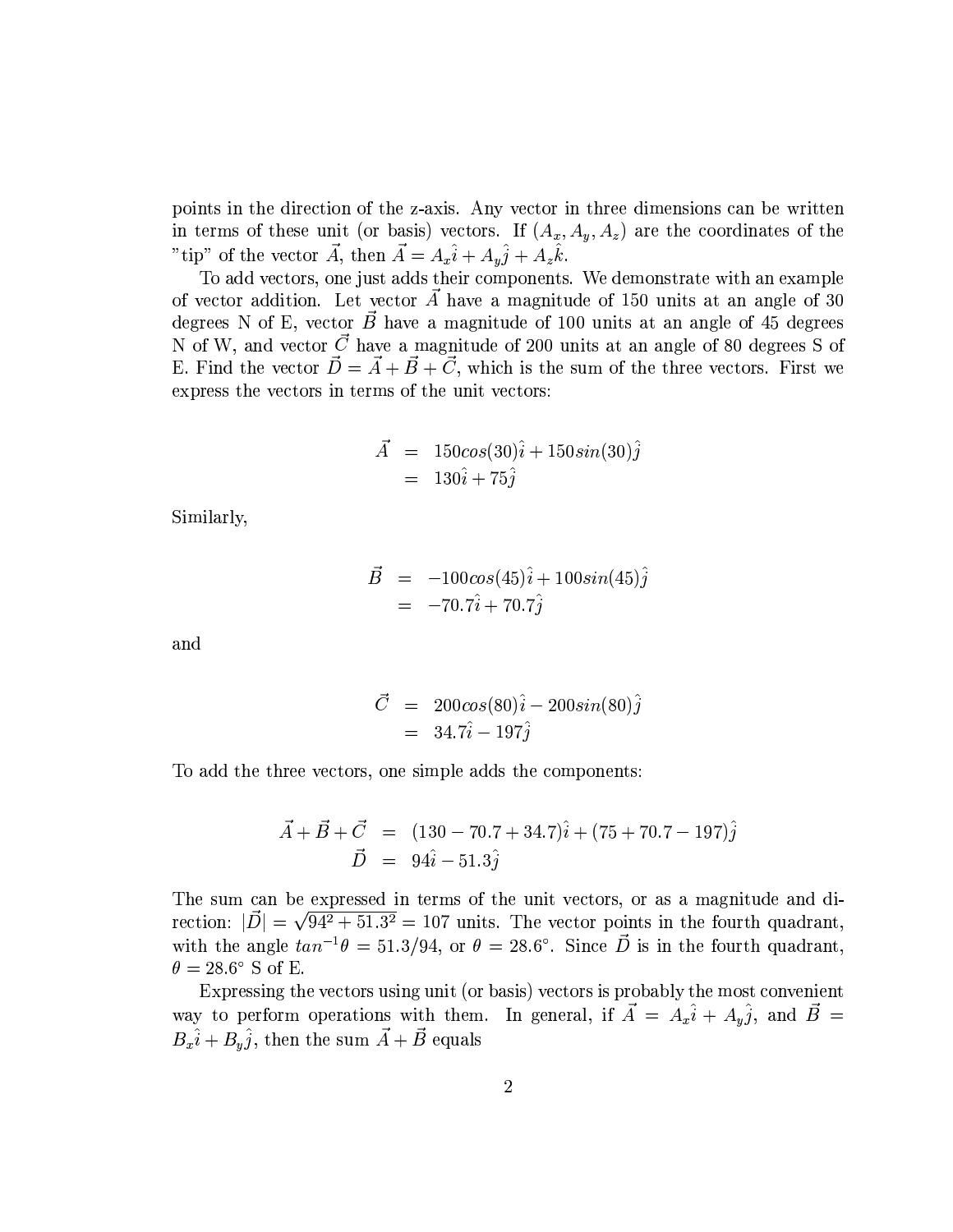points in the direction of the z-axis. Any vector in three dimensions can be written in terms of these unit (or basis) vectors. If $(A_x, A_y, A_z)$ are the coordinates of the "tip" of the vector $\vec{A}$, then $\vec{A} = A_x\hat{i} + A_y\hat{j} + A_z\hat{k}$.

To add vectors, one just adds their components. We demonstrate with an example of vector addition. Let vector $\vec{A}$ have a magnitude of 150 units at an angle of 30 degrees N of E, vector $\vec{B}$ have a magnitude of 100 units at an angle of 45 degrees N of W, and vector $\vec{C}$ have a magnitude of 200 units at an angle of 80 degrees S of E. Find the vector $\vec{D} = \vec{A} + \vec{B} + \vec{C}$, which is the sum of the three vectors. First we express the vectors in terms of the unit vectors:

$$
\begin{aligned}
\vec{A} &= 150cos(30)\hat{i} + 150sin(30)\hat{j} \\
&= 130\hat{i} + 75\hat{j}
\end{aligned}
$$

Similarly,

$$
\begin{aligned}
\vec{B} &= -100cos(45)\hat{i} + 100sin(45)\hat{j} \\
&= -70.7\hat{i} + 70.7\hat{j}
\end{aligned}
$$

and

$$
\begin{aligned}
\vec{C} &= 200cos(80)\hat{i} - 200sin(80)\hat{j} \\
&= 34.7\hat{i} - 197\hat{j}
\end{aligned}
$$

To add the three vectors, one simple adds the components:

$$
\begin{aligned}
\vec{A} + \vec{B} + \vec{C} &= (130 - 70.7 + 34.7)\hat{i} + (75 + 70.7 - 197)\hat{j} \\
\vec{D} &= 94\hat{i} - 51.3\hat{j}
\end{aligned}
$$

The sum can be expressed in terms of the unit vectors, or as a magnitude and direction: $|\vec{D}| = \sqrt{94^2 + 51.3^2} = 107$ units. The vector points in the fourth quadrant, with the angle $tan^{-1}\theta = 51.3/94$, or $\theta = 28.6°$. Since $\vec{D}$ is in the fourth quadrant, $\theta = 28.6°$ S of E.

Expressing the vectors using unit (or basis) vectors is probably the most convenient way to perform operations with them. In general, if $\vec{A} = A_x\hat{i} + A_y\hat{j}$, and $\vec{B} = B_x\hat{i} + B_y\hat{j}$, then the sum $\vec{A} + \vec{B}$ equals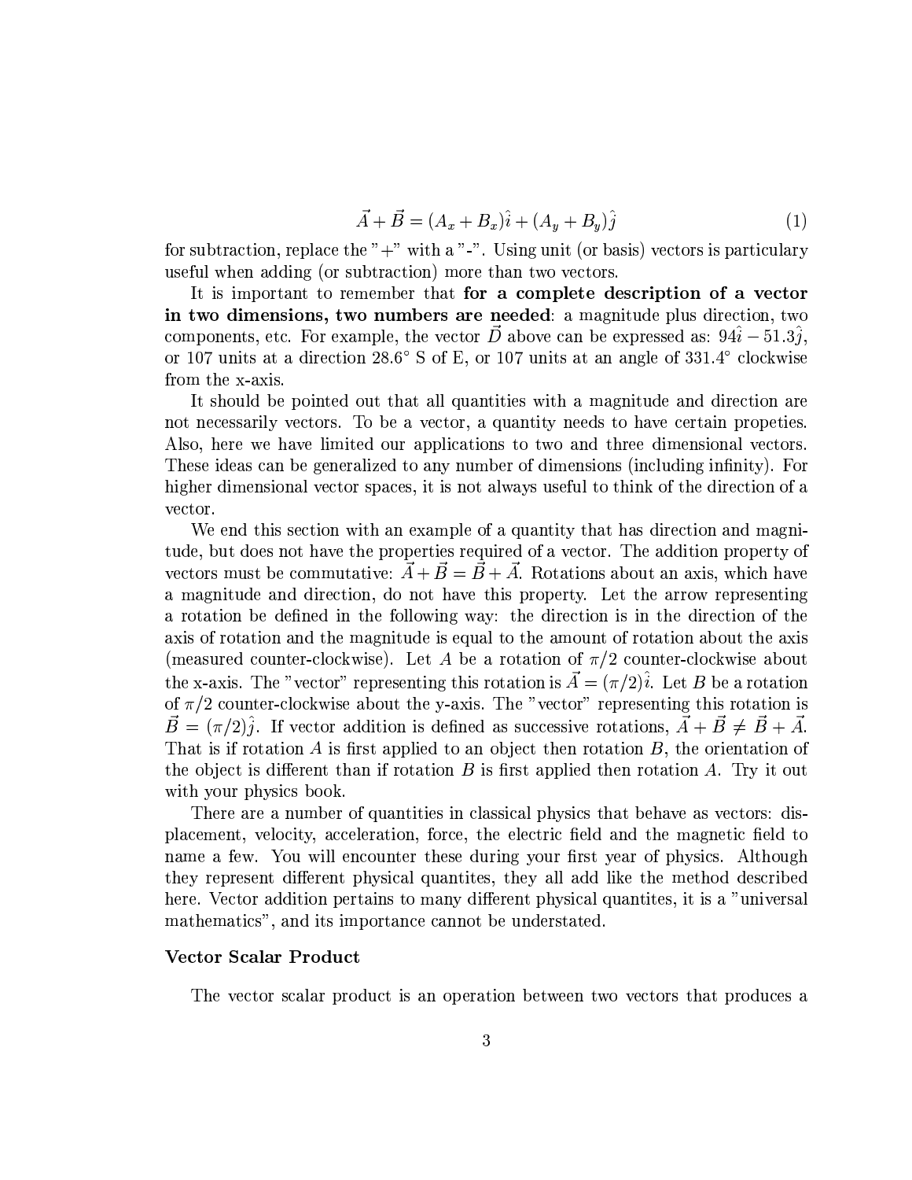$$\vec{A} + \vec{B} = (A_x + B_x)\hat{i} + (A_y + B_y)\hat{j} \tag{1}$$

for subtraction, replace the "+" with a "-". Using unit (or basis) vectors is particulary useful when adding (or subtraction) more than two vectors.

It is important to remember that **for a complete description of a vector in two dimensions, two numbers are needed**: a magnitude plus direction, two components, etc. For example, the vector $\vec{D}$ above can be expressed as: $94\hat{i} - 51.3\hat{j}$, or 107 units at a direction 28.6° S of E, or 107 units at an angle of 331.4° clockwise from the x-axis.

It should be pointed out that all quantities with a magnitude and direction are not necessarily vectors. To be a vector, a quantity needs to have certain propeties. Also, here we have limited our applications to two and three dimensional vectors. These ideas can be generalized to any number of dimensions (including infinity). For higher dimensional vector spaces, it is not always useful to think of the direction of a vector.

We end this section with an example of a quantity that has direction and magnitude, but does not have the properties required of a vector. The addition property of vectors must be commutative: $\vec{A} + \vec{B} = \vec{B} + \vec{A}$. Rotations about an axis, which have a magnitude and direction, do not have this property. Let the arrow representing a rotation be defined in the following way: the direction is in the direction of the axis of rotation and the magnitude is equal to the amount of rotation about the axis (measured counter-clockwise). Let $A$ be a rotation of $\pi/2$ counter-clockwise about the x-axis. The "vector" representing this rotation is $\vec{A} = (\pi/2)\hat{i}$. Let $B$ be a rotation of $\pi/2$ counter-clockwise about the y-axis. The "vector" representing this rotation is $\vec{B} = (\pi/2)\hat{j}$. If vector addition is defined as successive rotations, $\vec{A} + \vec{B} \neq \vec{B} + \vec{A}$. That is if rotation $A$ is first applied to an object then rotation $B$, the orientation of the object is different than if rotation $B$ is first applied then rotation $A$. Try it out with your physics book.

There are a number of quantities in classical physics that behave as vectors: displacement, velocity, acceleration, force, the electric field and the magnetic field to name a few. You will encounter these during your first year of physics. Although they represent different physical quantites, they all add like the method described here. Vector addition pertains to many different physical quantites, it is a "universal mathematics", and its importance cannot be understated.

### Vector Scalar Product

The vector scalar product is an operation between two vectors that produces a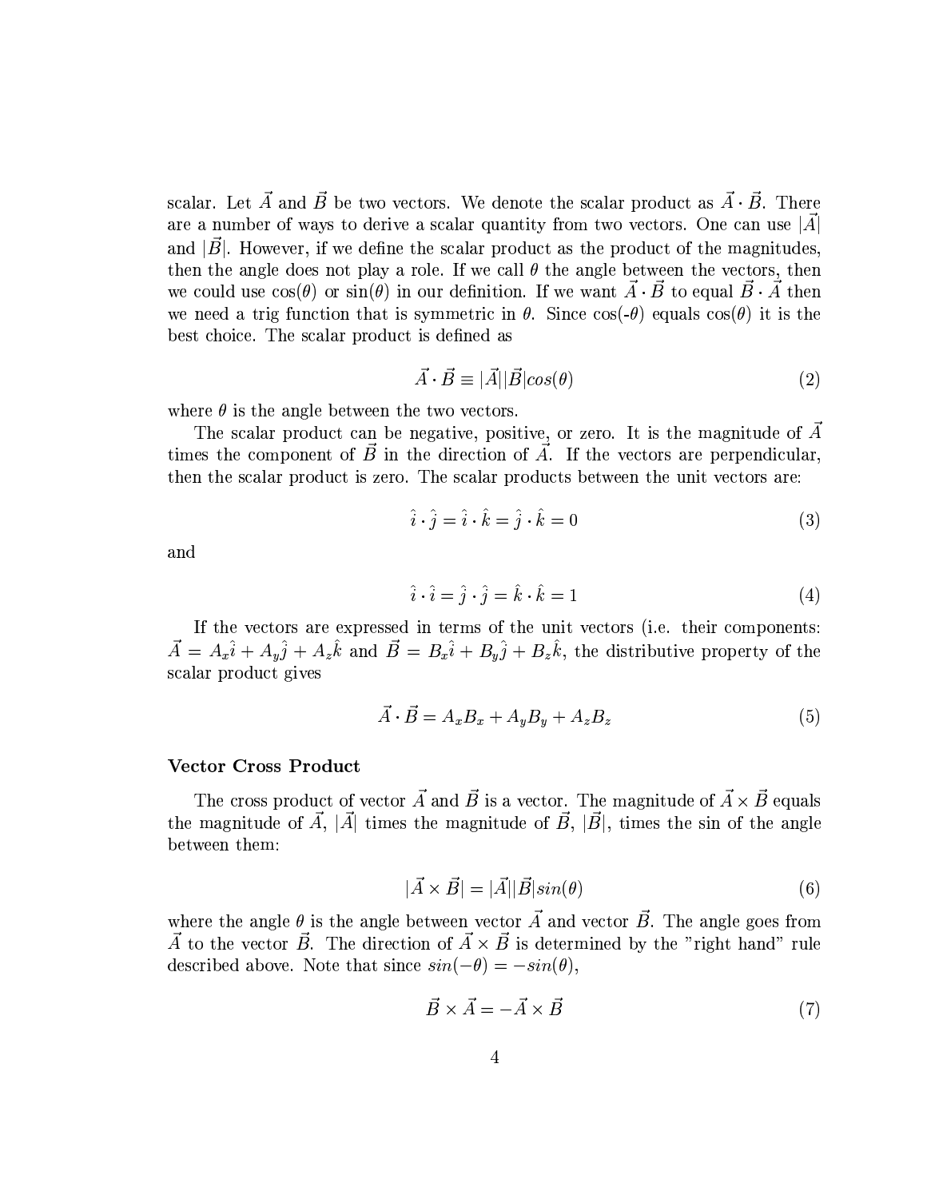scalar. Let $\vec{A}$ and $\vec{B}$ be two vectors. We denote the scalar product as $\vec{A} \cdot \vec{B}$. There are a number of ways to derive a scalar quantity from two vectors. One can use $|\vec{A}|$ and $|\vec{B}|$. However, if we define the scalar product as the product of the magnitudes, then the angle does not play a role. If we call $\theta$ the angle between the vectors, then we could use $\cos(\theta)$ or $\sin(\theta)$ in our definition. If we want $\vec{A} \cdot \vec{B}$ to equal $\vec{B} \cdot \vec{A}$ then we need a trig function that is symmetric in $\theta$. Since $\cos(-\theta)$ equals $\cos(\theta)$ it is the best choice. The scalar product is defined as

$$\vec{A} \cdot \vec{B} \equiv |\vec{A}||\vec{B}|cos(\theta) \tag{2}$$

where $\theta$ is the angle between the two vectors.

The scalar product can be negative, positive, or zero. It is the magnitude of $\vec{A}$ times the component of $\vec{B}$ in the direction of $\vec{A}$. If the vectors are perpendicular, then the scalar product is zero. The scalar products between the unit vectors are:

$$\hat{\imath} \cdot \hat{\jmath} = \hat{\imath} \cdot \hat{k} = \hat{\jmath} \cdot \hat{k} = 0 \tag{3}$$

and

$$\hat{\imath} \cdot \hat{\imath} = \hat{\jmath} \cdot \hat{\jmath} = \hat{k} \cdot \hat{k} = 1 \tag{4}$$

If the vectors are expressed in terms of the unit vectors (i.e. their components: $\vec{A} = A_x\hat{\imath} + A_y\hat{\jmath} + A_z\hat{k}$ and $\vec{B} = B_x\hat{\imath} + B_y\hat{\jmath} + B_z\hat{k}$, the distributive property of the scalar product gives

$$\vec{A} \cdot \vec{B} = A_xB_x + A_yB_y + A_zB_z \tag{5}$$

**Vector Cross Product**

The cross product of vector $\vec{A}$ and $\vec{B}$ is a vector. The magnitude of $\vec{A} \times \vec{B}$ equals the magnitude of $\vec{A}$, $|\vec{A}|$ times the magnitude of $\vec{B}$, $|\vec{B}|$, times the sin of the angle between them:

$$|\vec{A} \times \vec{B}| = |\vec{A}||\vec{B}|sin(\theta) \tag{6}$$

where the angle $\theta$ is the angle between vector $\vec{A}$ and vector $\vec{B}$. The angle goes from $\vec{A}$ to the vector $\vec{B}$. The direction of $\vec{A} \times \vec{B}$ is determined by the "right hand" rule described above. Note that since $sin(-\theta) = -sin(\theta)$,

$$\vec{B} \times \vec{A} = -\vec{A} \times \vec{B} \tag{7}$$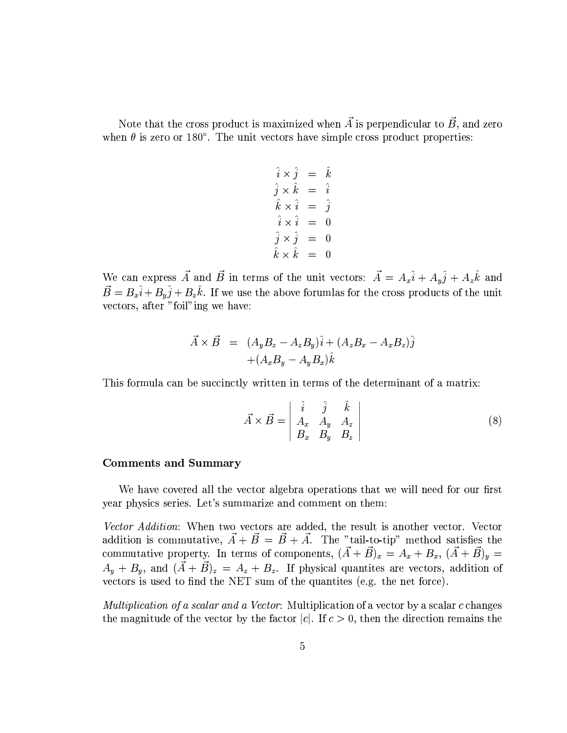Note that the cross product is maximized when $\vec{A}$ is perpendicular to $\vec{B}$, and zero when $\theta$ is zero or $180°$. The unit vectors have simple cross product properties:

$$
\begin{aligned}
\hat{i} \times \hat{j} &= \hat{k} \\
\hat{j} \times \hat{k} &= \hat{i} \\
\hat{k} \times \hat{i} &= \hat{j} \\
\hat{i} \times \hat{i} &= 0 \\
\hat{j} \times \hat{j} &= 0 \\
\hat{k} \times \hat{k} &= 0
\end{aligned}
$$

We can express $\vec{A}$ and $\vec{B}$ in terms of the unit vectors: $\vec{A} = A_x\hat{i} + A_y\hat{j} + A_z\hat{k}$ and $\vec{B} = B_x\hat{i} + B_y\hat{j} + B_z\hat{k}$. If we use the above forumlas for the cross products of the unit vectors, after "foil"ing we have:

$$
\begin{aligned}
\vec{A} \times \vec{B} &= (A_yB_z - A_zB_y)\hat{i} + (A_zB_x - A_xB_z)\hat{j} \\
&\quad + (A_xB_y - A_yB_x)\hat{k}
\end{aligned}
$$

This formula can be succinctly written in terms of the determinant of a matrix:

$$
\vec{A} \times \vec{B} = \begin{vmatrix} \hat{i} & \hat{j} & \hat{k} \\ A_x & A_y & A_z \\ B_x & B_y & B_z \end{vmatrix} \tag{8}
$$

**Comments and Summary**

We have covered all the vector algebra operations that we will need for our first year physics series. Let's summarize and comment on them:

*Vector Addition*: When two vectors are added, the result is another vector. Vector addition is commutative, $\vec{A} + \vec{B} = \vec{B} + \vec{A}$. The "tail-to-tip" method satisfies the commutative property. In terms of components, $(\vec{A} + \vec{B})_x = A_x + B_x$, $(\vec{A} + \vec{B})_y = A_y + B_y$, and $(\vec{A} + \vec{B})_z = A_z + B_z$. If physical quantites are vectors, addition of vectors is used to find the NET sum of the quantites (e.g. the net force).

*Multiplication of a scalar and a Vector*: Multiplication of a vector by a scalar $c$ changes the magnitude of the vector by the factor $|c|$. If $c > 0$, then the direction remains the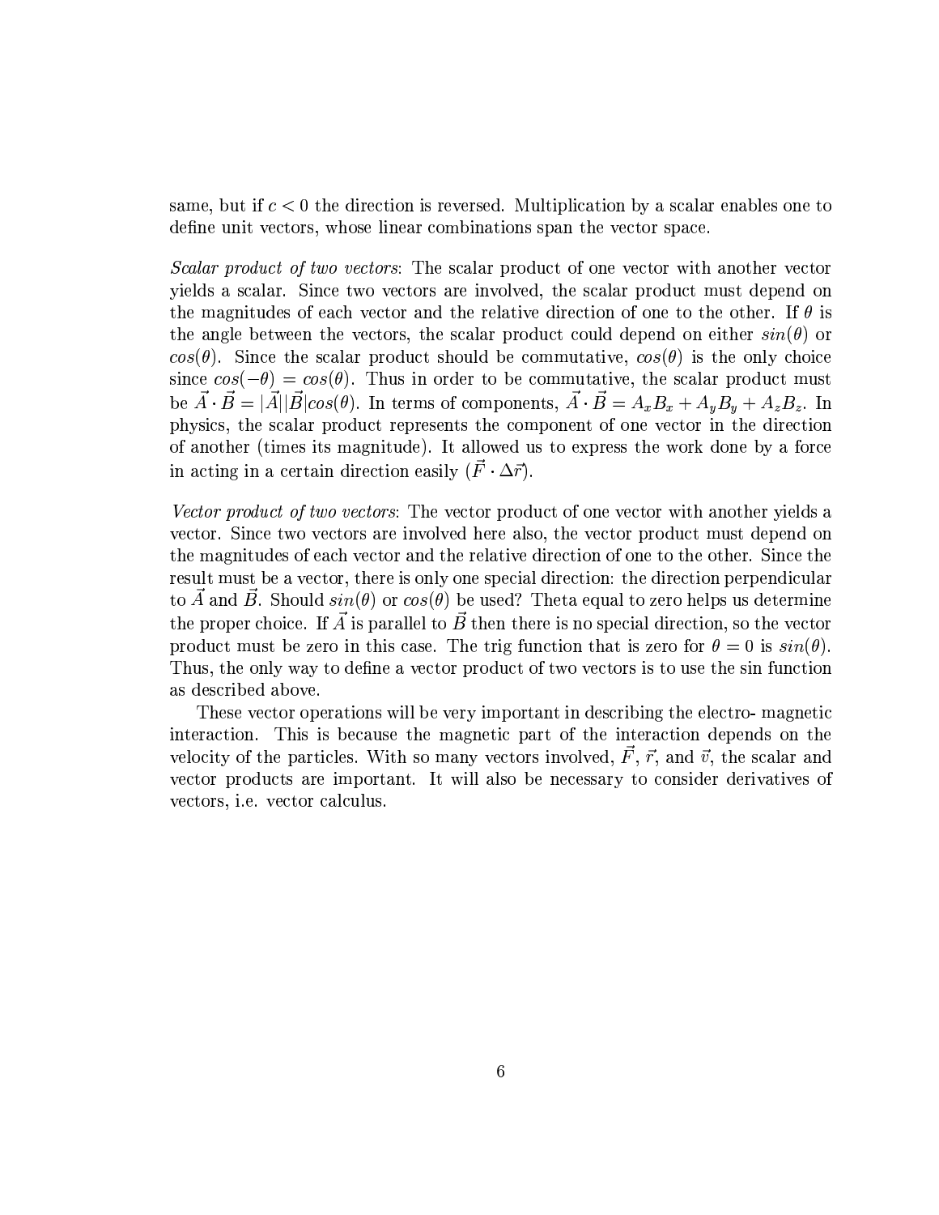same, but if $c < 0$ the direction is reversed. Multiplication by a scalar enables one to define unit vectors, whose linear combinations span the vector space.

*Scalar product of two vectors*: The scalar product of one vector with another vector yields a scalar. Since two vectors are involved, the scalar product must depend on the magnitudes of each vector and the relative direction of one to the other. If $\theta$ is the angle between the vectors, the scalar product could depend on either $sin(\theta)$ or $cos(\theta)$. Since the scalar product should be commutative, $cos(\theta)$ is the only choice since $cos(-\theta) = cos(\theta)$. Thus in order to be commutative, the scalar product must be $\vec{A} \cdot \vec{B} = |\vec{A}||\vec{B}|cos(\theta)$. In terms of components, $\vec{A} \cdot \vec{B} = A_x B_x + A_y B_y + A_z B_z$. In physics, the scalar product represents the component of one vector in the direction of another (times its magnitude). It allowed us to express the work done by a force in acting in a certain direction easily ($\vec{F} \cdot \Delta\vec{r}$).

*Vector product of two vectors*: The vector product of one vector with another yields a vector. Since two vectors are involved here also, the vector product must depend on the magnitudes of each vector and the relative direction of one to the other. Since the result must be a vector, there is only one special direction: the direction perpendicular to $\vec{A}$ and $\vec{B}$. Should $sin(\theta)$ or $cos(\theta)$ be used? Theta equal to zero helps us determine the proper choice. If $\vec{A}$ is parallel to $\vec{B}$ then there is no special direction, so the vector product must be zero in this case. The trig function that is zero for $\theta = 0$ is $sin(\theta)$. Thus, the only way to define a vector product of two vectors is to use the sin function as described above.

These vector operations will be very important in describing the electro- magnetic interaction. This is because the magnetic part of the interaction depends on the velocity of the particles. With so many vectors involved, $\vec{F}$, $\vec{r}$, and $\vec{v}$, the scalar and vector products are important. It will also be necessary to consider derivatives of vectors, i.e. vector calculus.